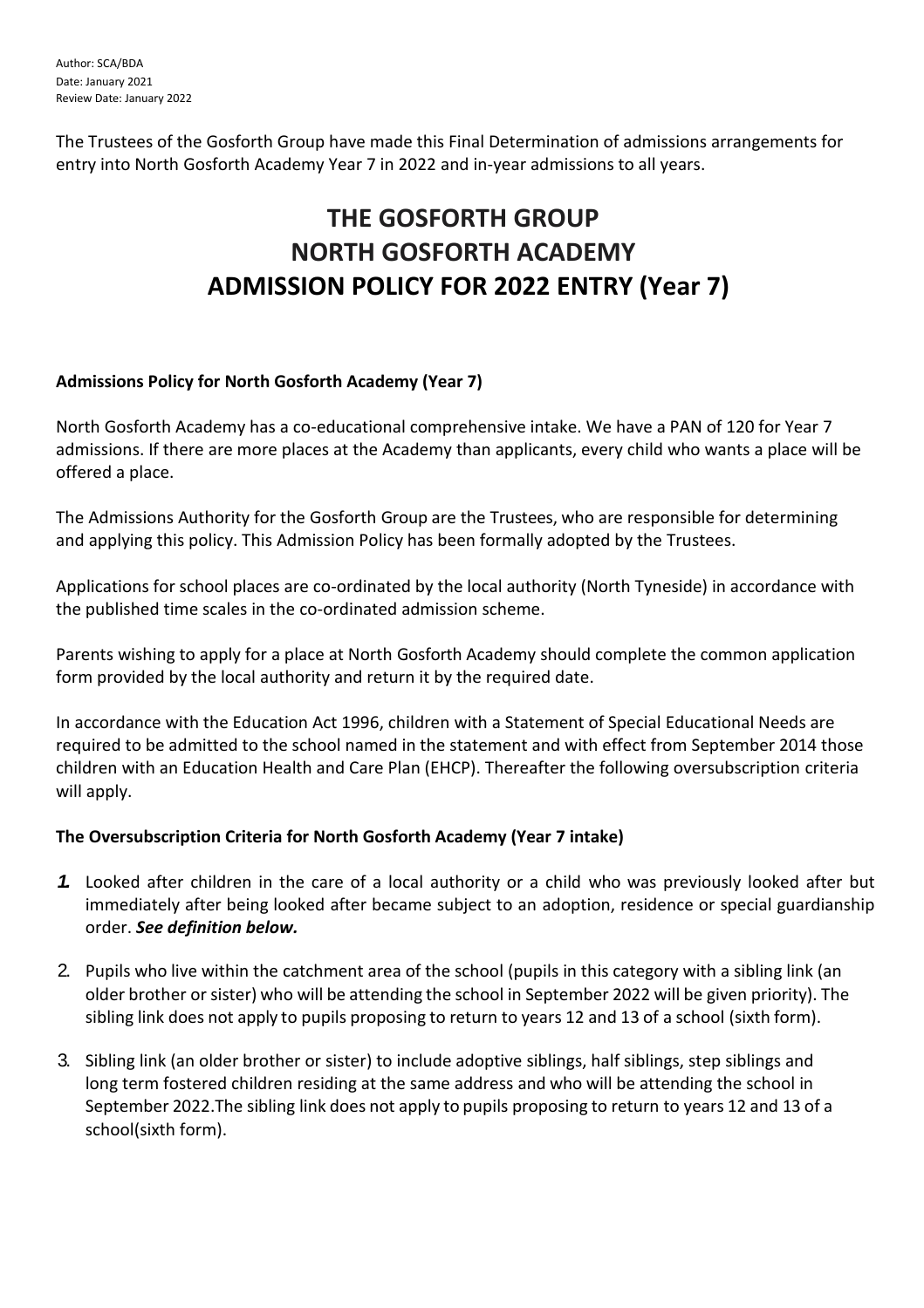Author: SCA/BDA
Date: January 2021
Review Date: January 2022

The Trustees of the Gosforth Group have made this Final Determination of admissions arrangements for entry into North Gosforth Academy Year 7 in 2022 and in-year admissions to all years.

# THE GOSFORTH GROUP
# NORTH GOSFORTH ACADEMY
# ADMISSION POLICY FOR 2022 ENTRY (Year 7)

**Admissions Policy for North Gosforth Academy (Year 7)**

North Gosforth Academy has a co-educational comprehensive intake. We have a PAN of 120 for Year 7 admissions. If there are more places at the Academy than applicants, every child who wants a place will be offered a place.

The Admissions Authority for the Gosforth Group are the Trustees, who are responsible for determining and applying this policy. This Admission Policy has been formally adopted by the Trustees.

Applications for school places are co-ordinated by the local authority (North Tyneside) in accordance with the published time scales in the co-ordinated admission scheme.

Parents wishing to apply for a place at North Gosforth Academy should complete the common application form provided by the local authority and return it by the required date.

In accordance with the Education Act 1996, children with a Statement of Special Educational Needs are required to be admitted to the school named in the statement and with effect from September 2014 those children with an Education Health and Care Plan (EHCP). Thereafter the following oversubscription criteria will apply.

**The Oversubscription Criteria for North Gosforth Academy (Year 7 intake)**

1. Looked after children in the care of a local authority or a child who was previously looked after but immediately after being looked after became subject to an adoption, residence or special guardianship order. ***See definition below.***
2. Pupils who live within the catchment area of the school (pupils in this category with a sibling link (an older brother or sister) who will be attending the school in September 2022 will be given priority). The sibling link does not apply to pupils proposing to return to years 12 and 13 of a school (sixth form).
3. Sibling link (an older brother or sister) to include adoptive siblings, half siblings, step siblings and long term fostered children residing at the same address and who will be attending the school in September 2022.The sibling link does not apply to pupils proposing to return to years 12 and 13 of a school(sixth form).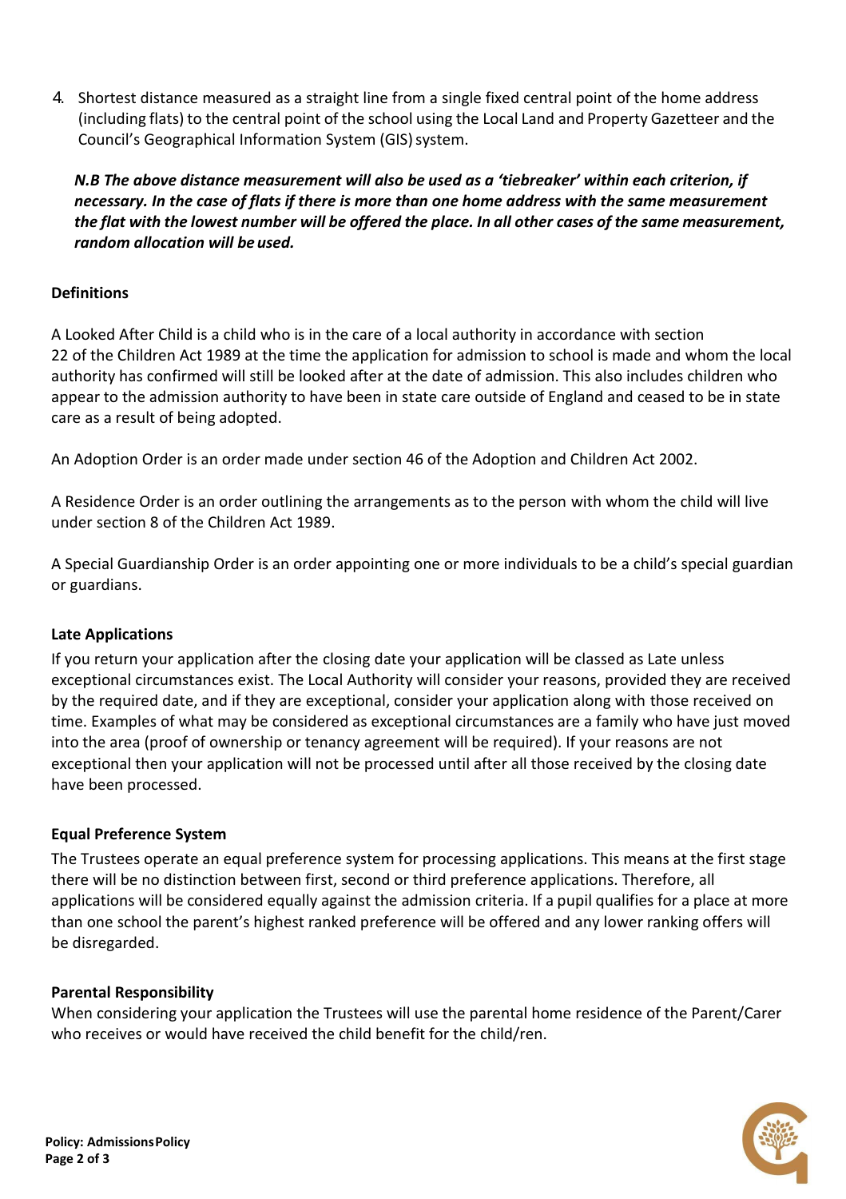4. Shortest distance measured as a straight line from a single fixed central point of the home address (including flats) to the central point of the school using the Local Land and Property Gazetteer and the Council's Geographical Information System (GIS) system.

***N.B The above distance measurement will also be used as a 'tiebreaker' within each criterion, if necessary. In the case of flats if there is more than one home address with the same measurement the flat with the lowest number will be offered the place. In all other cases of the same measurement, random allocation will be used.***

**Definitions**

A Looked After Child is a child who is in the care of a local authority in accordance with section 22 of the Children Act 1989 at the time the application for admission to school is made and whom the local authority has confirmed will still be looked after at the date of admission. This also includes children who appear to the admission authority to have been in state care outside of England and ceased to be in state care as a result of being adopted.

An Adoption Order is an order made under section 46 of the Adoption and Children Act 2002.

A Residence Order is an order outlining the arrangements as to the person with whom the child will live under section 8 of the Children Act 1989.

A Special Guardianship Order is an order appointing one or more individuals to be a child's special guardian or guardians.

**Late Applications**

If you return your application after the closing date your application will be classed as Late unless exceptional circumstances exist. The Local Authority will consider your reasons, provided they are received by the required date, and if they are exceptional, consider your application along with those received on time. Examples of what may be considered as exceptional circumstances are a family who have just moved into the area (proof of ownership or tenancy agreement will be required). If your reasons are not exceptional then your application will not be processed until after all those received by the closing date have been processed.

**Equal Preference System**

The Trustees operate an equal preference system for processing applications. This means at the first stage there will be no distinction between first, second or third preference applications. Therefore, all applications will be considered equally against the admission criteria. If a pupil qualifies for a place at more than one school the parent's highest ranked preference will be offered and any lower ranking offers will be disregarded.

**Parental Responsibility**

When considering your application the Trustees will use the parental home residence of the Parent/Carer who receives or would have received the child benefit for the child/ren.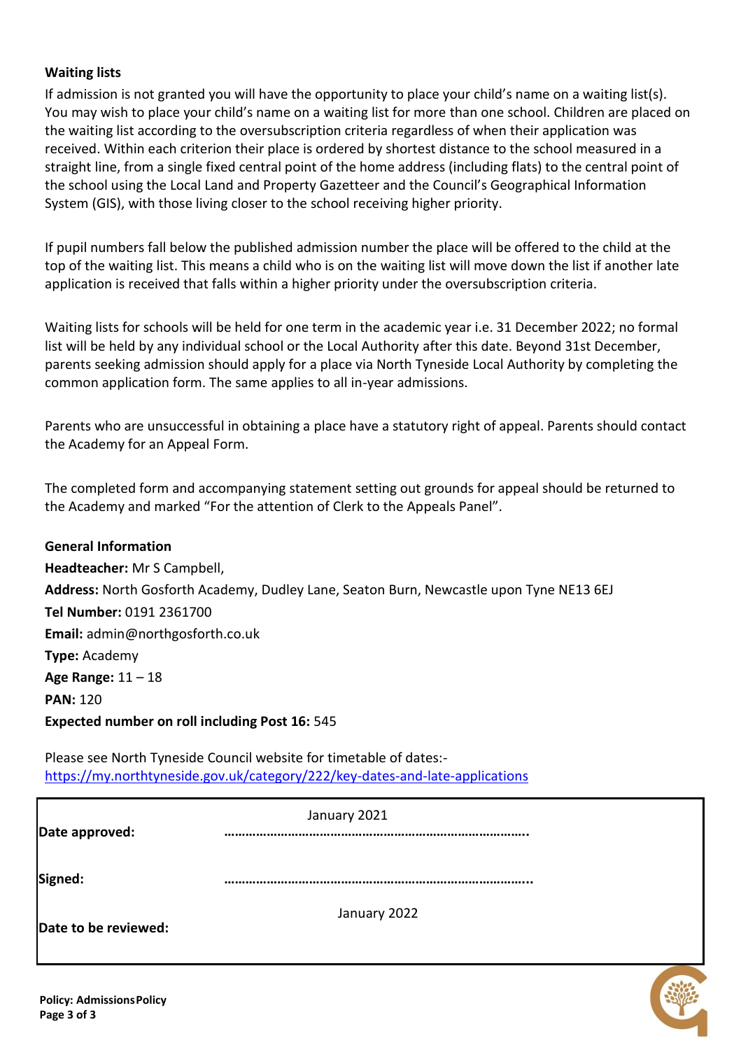**Waiting lists**

If admission is not granted you will have the opportunity to place your child's name on a waiting list(s). You may wish to place your child's name on a waiting list for more than one school. Children are placed on the waiting list according to the oversubscription criteria regardless of when their application was received. Within each criterion their place is ordered by shortest distance to the school measured in a straight line, from a single fixed central point of the home address (including flats) to the central point of the school using the Local Land and Property Gazetteer and the Council's Geographical Information System (GIS), with those living closer to the school receiving higher priority.

If pupil numbers fall below the published admission number the place will be offered to the child at the top of the waiting list. This means a child who is on the waiting list will move down the list if another late application is received that falls within a higher priority under the oversubscription criteria.

Waiting lists for schools will be held for one term in the academic year i.e. 31 December 2022; no formal list will be held by any individual school or the Local Authority after this date. Beyond 31st December, parents seeking admission should apply for a place via North Tyneside Local Authority by completing the common application form. The same applies to all in-year admissions.

Parents who are unsuccessful in obtaining a place have a statutory right of appeal. Parents should contact the Academy for an Appeal Form.

The completed form and accompanying statement setting out grounds for appeal should be returned to the Academy and marked "For the attention of Clerk to the Appeals Panel".

**General Information**

**Headteacher:** Mr S Campbell,

**Address:** North Gosforth Academy, Dudley Lane, Seaton Burn, Newcastle upon Tyne NE13 6EJ

**Tel Number:** 0191 2361700

**Email:** admin@northgosforth.co.uk

**Type:** Academy

**Age Range:** 11 – 18

**PAN:** 120

**Expected number on roll including Post 16:** 545

Please see North Tyneside Council website for timetable of dates:-
https://my.northtyneside.gov.uk/category/222/key-dates-and-late-applications

| | |
|---|---|
| **Date approved:** | January 2021 ………………………………………………………………….. |
| **Signed:** | …………………………………………………………………….. |
| **Date to be reviewed:** | January 2022 |

**Policy: Admissions Policy**